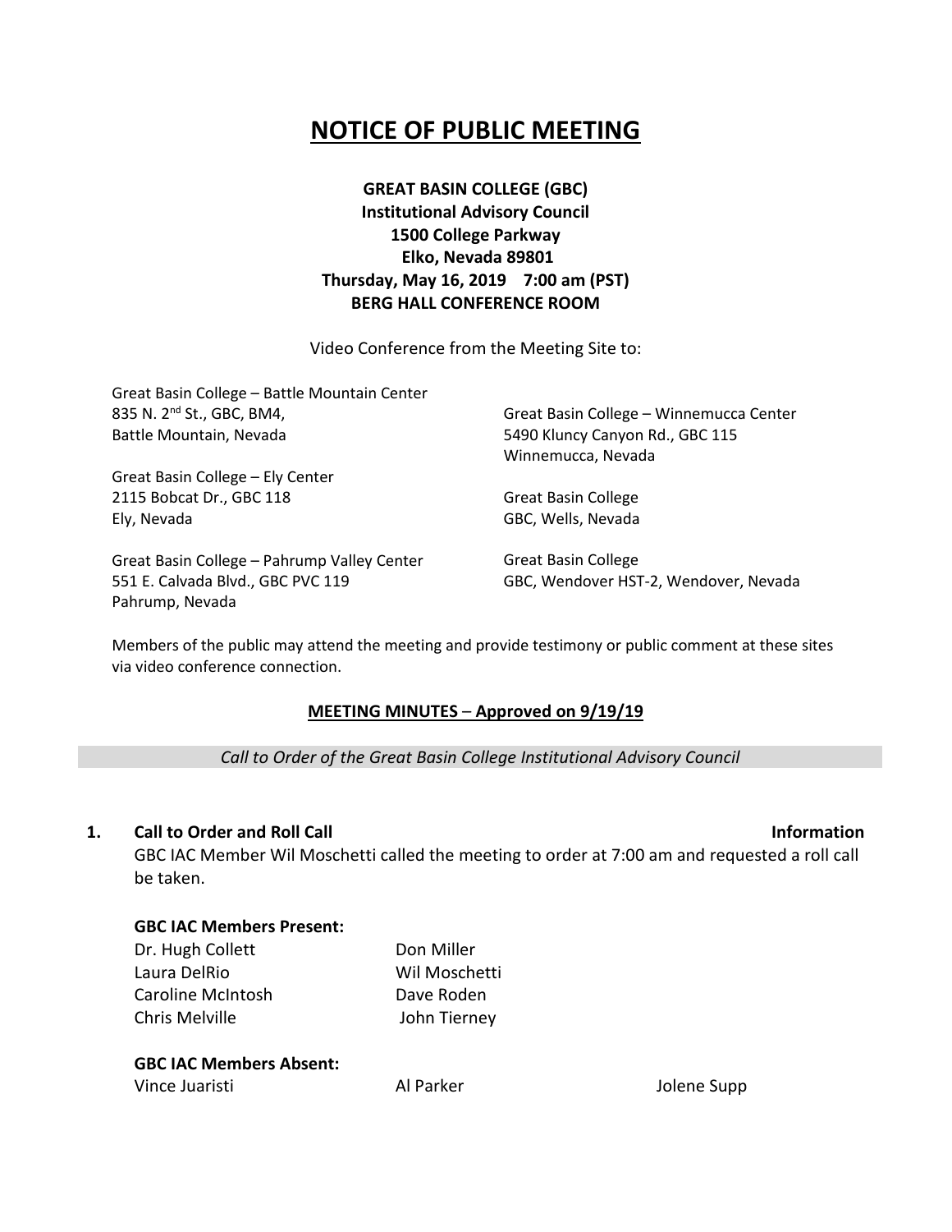# NOTICE OF PUBLIC MEETING

**GREAT BASIN COLLEGE (GBC)**
**Institutional Advisory Council**
**1500 College Parkway**
**Elko, Nevada 89801**
**Thursday, May 16, 2019 7:00 am (PST)**
**BERG HALL CONFERENCE ROOM**

Video Conference from the Meeting Site to:

Great Basin College – Battle Mountain Center
835 N. 2nd St., GBC, BM4,
Battle Mountain, Nevada

Great Basin College – Ely Center
2115 Bobcat Dr., GBC 118
Ely, Nevada

Great Basin College – Pahrump Valley Center
551 E. Calvada Blvd., GBC PVC 119
Pahrump, Nevada

Great Basin College – Winnemucca Center
5490 Kluncy Canyon Rd., GBC 115
Winnemucca, Nevada

Great Basin College
GBC, Wells, Nevada

Great Basin College
GBC, Wendover HST-2, Wendover, Nevada

Members of the public may attend the meeting and provide testimony or public comment at these sites via video conference connection.

## MEETING MINUTES – Approved on 9/19/19

*Call to Order of the Great Basin College Institutional Advisory Council*

**1. Call to Order and Roll Call** **Information**

GBC IAC Member Wil Moschetti called the meeting to order at 7:00 am and requested a roll call be taken.

**GBC IAC Members Present:**

| | |
|---|---|
| Dr. Hugh Collett | Don Miller |
| Laura DelRio | Wil Moschetti |
| Caroline McIntosh | Dave Roden |
| Chris Melville | John Tierney |

**GBC IAC Members Absent:**

| | | |
|---|---|---|
| Vince Juaristi | Al Parker | Jolene Supp |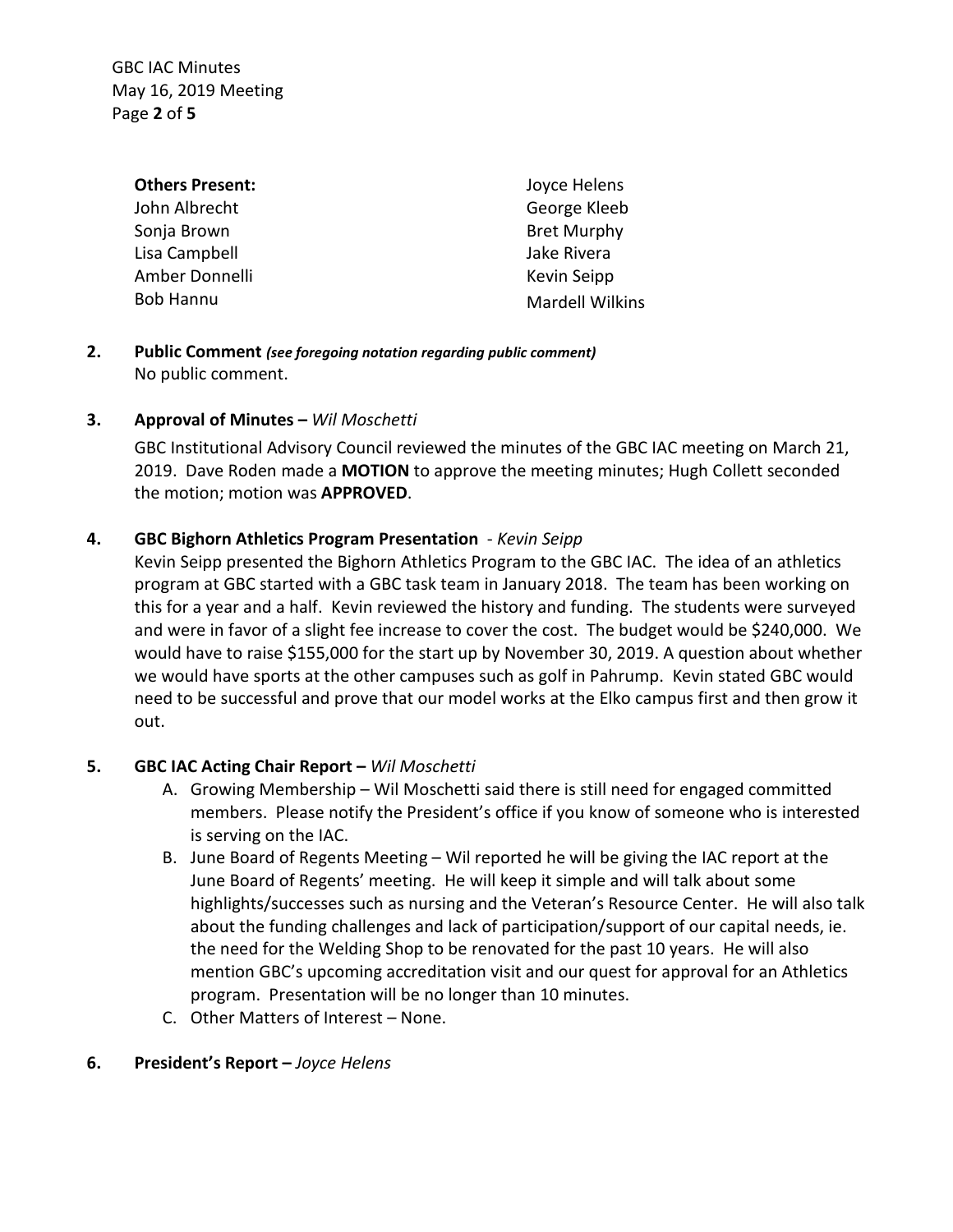**Others Present:**

John Albrecht
Sonja Brown
Lisa Campbell
Amber Donnelli
Bob Hannu
Joyce Helens
George Kleeb
Bret Murphy
Jake Rivera
Kevin Seipp
Mardell Wilkins

**2. Public Comment** ***(see foregoing notation regarding public comment)***

No public comment.

**3. Approval of Minutes –** ***Wil Moschetti***

GBC Institutional Advisory Council reviewed the minutes of the GBC IAC meeting on March 21, 2019. Dave Roden made a **MOTION** to approve the meeting minutes; Hugh Collett seconded the motion; motion was **APPROVED**.

**4. GBC Bighorn Athletics Program Presentation** - ***Kevin Seipp***

Kevin Seipp presented the Bighorn Athletics Program to the GBC IAC. The idea of an athletics program at GBC started with a GBC task team in January 2018. The team has been working on this for a year and a half. Kevin reviewed the history and funding. The students were surveyed and were in favor of a slight fee increase to cover the cost. The budget would be $240,000. We would have to raise $155,000 for the start up by November 30, 2019. A question about whether we would have sports at the other campuses such as golf in Pahrump. Kevin stated GBC would need to be successful and prove that our model works at the Elko campus first and then grow it out.

**5. GBC IAC Acting Chair Report –** ***Wil Moschetti***

A. Growing Membership – Wil Moschetti said there is still need for engaged committed members. Please notify the President's office if you know of someone who is interested is serving on the IAC.

B. June Board of Regents Meeting – Wil reported he will be giving the IAC report at the June Board of Regents' meeting. He will keep it simple and will talk about some highlights/successes such as nursing and the Veteran's Resource Center. He will also talk about the funding challenges and lack of participation/support of our capital needs, ie. the need for the Welding Shop to be renovated for the past 10 years. He will also mention GBC's upcoming accreditation visit and our quest for approval for an Athletics program. Presentation will be no longer than 10 minutes.

C. Other Matters of Interest – None.

**6. President's Report –** ***Joyce Helens***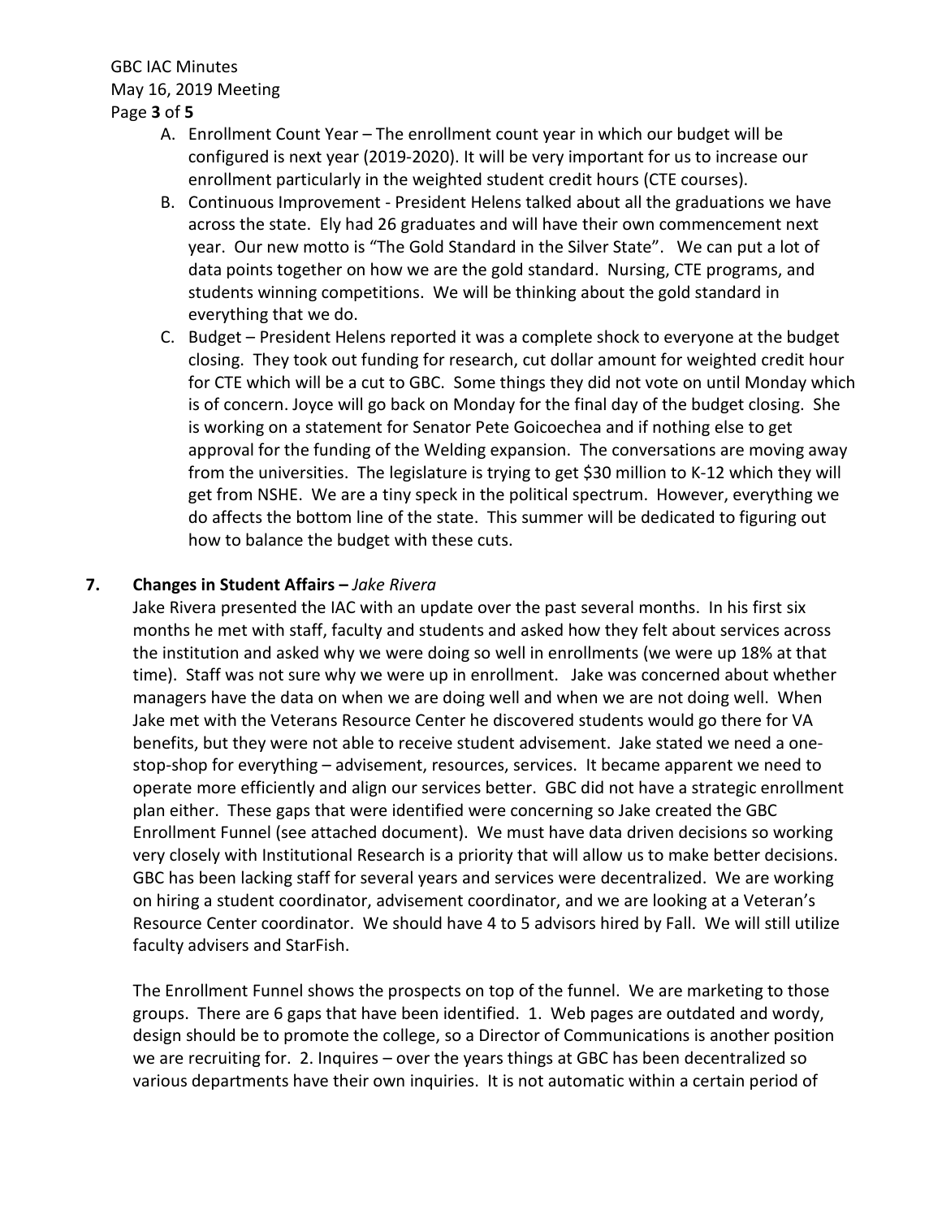A. Enrollment Count Year – The enrollment count year in which our budget will be configured is next year (2019-2020). It will be very important for us to increase our enrollment particularly in the weighted student credit hours (CTE courses).

B. Continuous Improvement - President Helens talked about all the graduations we have across the state. Ely had 26 graduates and will have their own commencement next year. Our new motto is "The Gold Standard in the Silver State". We can put a lot of data points together on how we are the gold standard. Nursing, CTE programs, and students winning competitions. We will be thinking about the gold standard in everything that we do.

C. Budget – President Helens reported it was a complete shock to everyone at the budget closing. They took out funding for research, cut dollar amount for weighted credit hour for CTE which will be a cut to GBC. Some things they did not vote on until Monday which is of concern. Joyce will go back on Monday for the final day of the budget closing. She is working on a statement for Senator Pete Goicoechea and if nothing else to get approval for the funding of the Welding expansion. The conversations are moving away from the universities. The legislature is trying to get $30 million to K-12 which they will get from NSHE. We are a tiny speck in the political spectrum. However, everything we do affects the bottom line of the state. This summer will be dedicated to figuring out how to balance the budget with these cuts.

**7. Changes in Student Affairs –** *Jake Rivera*

Jake Rivera presented the IAC with an update over the past several months. In his first six months he met with staff, faculty and students and asked how they felt about services across the institution and asked why we were doing so well in enrollments (we were up 18% at that time). Staff was not sure why we were up in enrollment. Jake was concerned about whether managers have the data on when we are doing well and when we are not doing well. When Jake met with the Veterans Resource Center he discovered students would go there for VA benefits, but they were not able to receive student advisement. Jake stated we need a one-stop-shop for everything – advisement, resources, services. It became apparent we need to operate more efficiently and align our services better. GBC did not have a strategic enrollment plan either. These gaps that were identified were concerning so Jake created the GBC Enrollment Funnel (see attached document). We must have data driven decisions so working very closely with Institutional Research is a priority that will allow us to make better decisions. GBC has been lacking staff for several years and services were decentralized. We are working on hiring a student coordinator, advisement coordinator, and we are looking at a Veteran's Resource Center coordinator. We should have 4 to 5 advisors hired by Fall. We will still utilize faculty advisers and StarFish.

The Enrollment Funnel shows the prospects on top of the funnel. We are marketing to those groups. There are 6 gaps that have been identified. 1. Web pages are outdated and wordy, design should be to promote the college, so a Director of Communications is another position we are recruiting for. 2. Inquires – over the years things at GBC has been decentralized so various departments have their own inquiries. It is not automatic within a certain period of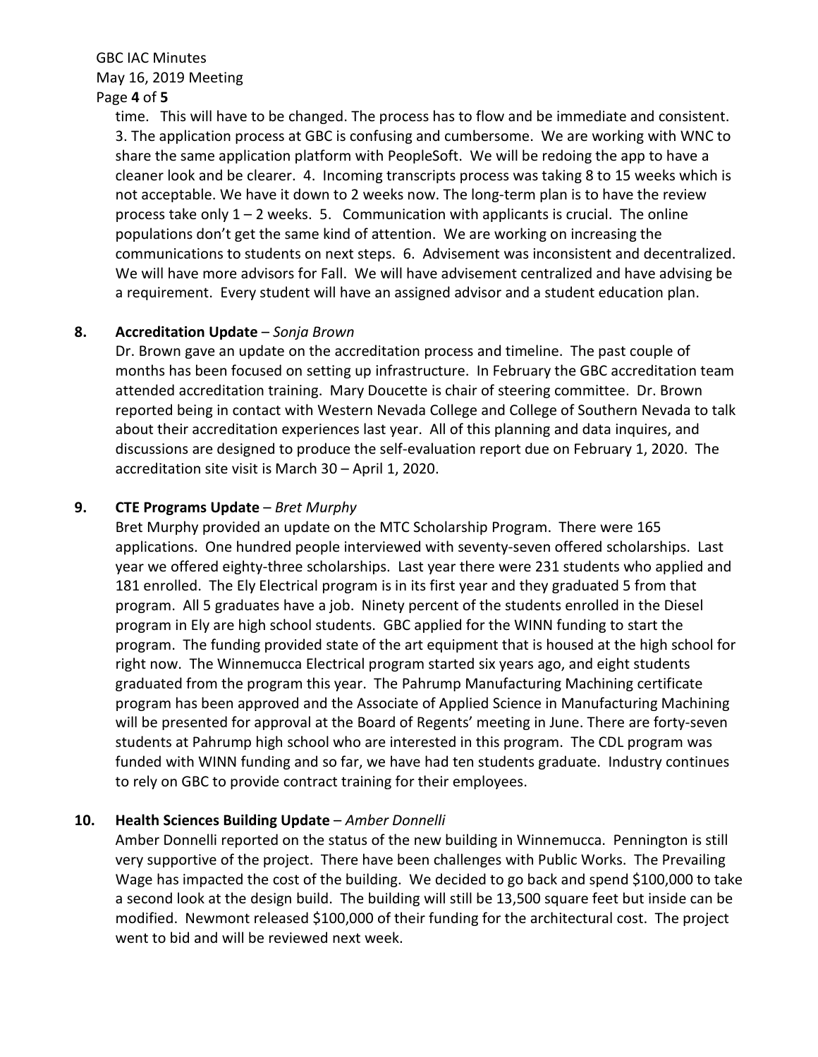time. This will have to be changed. The process has to flow and be immediate and consistent. 3. The application process at GBC is confusing and cumbersome. We are working with WNC to share the same application platform with PeopleSoft. We will be redoing the app to have a cleaner look and be clearer. 4. Incoming transcripts process was taking 8 to 15 weeks which is not acceptable. We have it down to 2 weeks now. The long-term plan is to have the review process take only 1 – 2 weeks. 5. Communication with applicants is crucial. The online populations don't get the same kind of attention. We are working on increasing the communications to students on next steps. 6. Advisement was inconsistent and decentralized. We will have more advisors for Fall. We will have advisement centralized and have advising be a requirement. Every student will have an assigned advisor and a student education plan.

**8. Accreditation Update** – *Sonja Brown*

Dr. Brown gave an update on the accreditation process and timeline. The past couple of months has been focused on setting up infrastructure. In February the GBC accreditation team attended accreditation training. Mary Doucette is chair of steering committee. Dr. Brown reported being in contact with Western Nevada College and College of Southern Nevada to talk about their accreditation experiences last year. All of this planning and data inquires, and discussions are designed to produce the self-evaluation report due on February 1, 2020. The accreditation site visit is March 30 – April 1, 2020.

**9. CTE Programs Update** – *Bret Murphy*

Bret Murphy provided an update on the MTC Scholarship Program. There were 165 applications. One hundred people interviewed with seventy-seven offered scholarships. Last year we offered eighty-three scholarships. Last year there were 231 students who applied and 181 enrolled. The Ely Electrical program is in its first year and they graduated 5 from that program. All 5 graduates have a job. Ninety percent of the students enrolled in the Diesel program in Ely are high school students. GBC applied for the WINN funding to start the program. The funding provided state of the art equipment that is housed at the high school for right now. The Winnemucca Electrical program started six years ago, and eight students graduated from the program this year. The Pahrump Manufacturing Machining certificate program has been approved and the Associate of Applied Science in Manufacturing Machining will be presented for approval at the Board of Regents' meeting in June. There are forty-seven students at Pahrump high school who are interested in this program. The CDL program was funded with WINN funding and so far, we have had ten students graduate. Industry continues to rely on GBC to provide contract training for their employees.

**10. Health Sciences Building Update** – *Amber Donnelli*

Amber Donnelli reported on the status of the new building in Winnemucca. Pennington is still very supportive of the project. There have been challenges with Public Works. The Prevailing Wage has impacted the cost of the building. We decided to go back and spend $100,000 to take a second look at the design build. The building will still be 13,500 square feet but inside can be modified. Newmont released $100,000 of their funding for the architectural cost. The project went to bid and will be reviewed next week.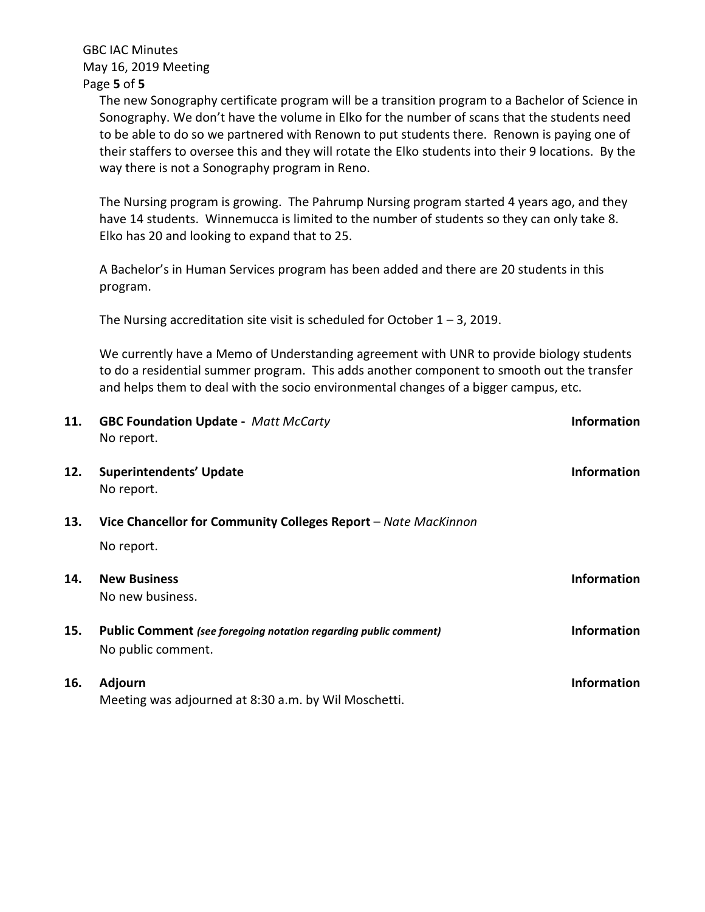The new Sonography certificate program will be a transition program to a Bachelor of Science in Sonography. We don't have the volume in Elko for the number of scans that the students need to be able to do so we partnered with Renown to put students there. Renown is paying one of their staffers to oversee this and they will rotate the Elko students into their 9 locations. By the way there is not a Sonography program in Reno.

The Nursing program is growing. The Pahrump Nursing program started 4 years ago, and they have 14 students. Winnemucca is limited to the number of students so they can only take 8. Elko has 20 and looking to expand that to 25.

A Bachelor's in Human Services program has been added and there are 20 students in this program.

The Nursing accreditation site visit is scheduled for October 1 – 3, 2019.

We currently have a Memo of Understanding agreement with UNR to provide biology students to do a residential summer program. This adds another component to smooth out the transfer and helps them to deal with the socio environmental changes of a bigger campus, etc.

**11. GBC Foundation Update -** *Matt McCarty* **Information**

No report.

**12. Superintendents' Update** **Information**

No report.

**13. Vice Chancellor for Community Colleges Report** – *Nate MacKinnon*

No report.

**14. New Business** **Information**

No new business.

**15. Public Comment** ***(see foregoing notation regarding public comment)*** **Information**

No public comment.

**16. Adjourn** **Information**

Meeting was adjourned at 8:30 a.m. by Wil Moschetti.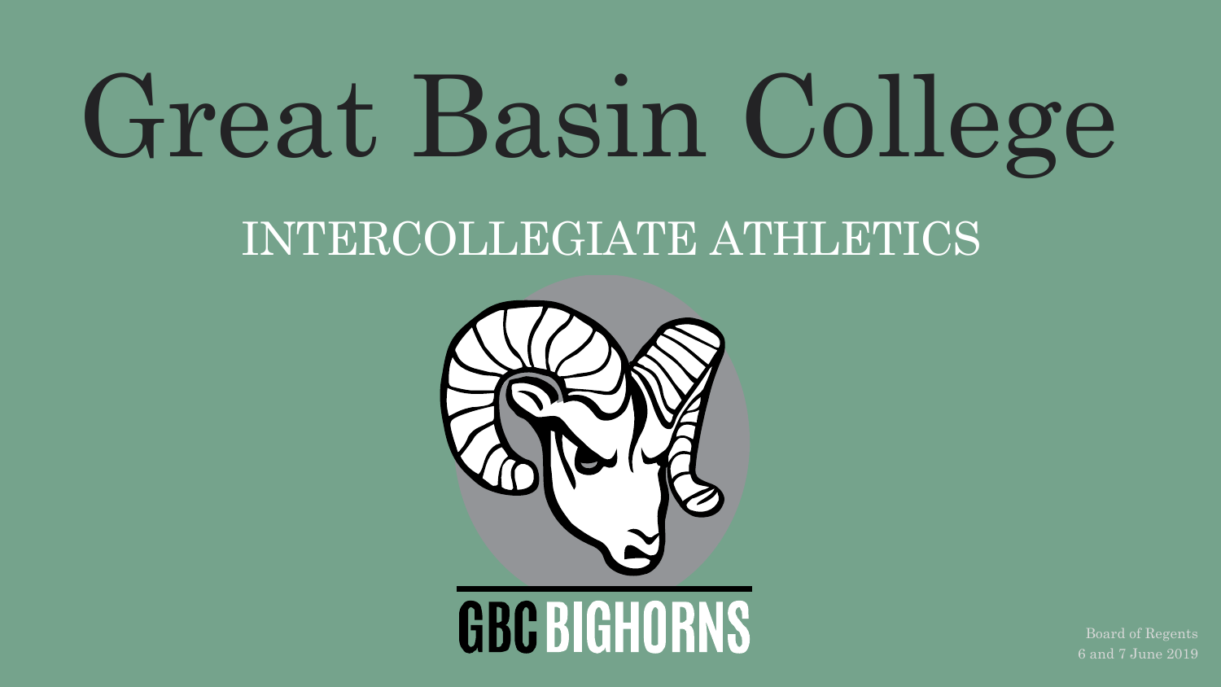# Great Basin College

## INTERCOLLEGIATE ATHLETICS

GBC BIGHORNS

Board of Regents
6 and 7 June 2019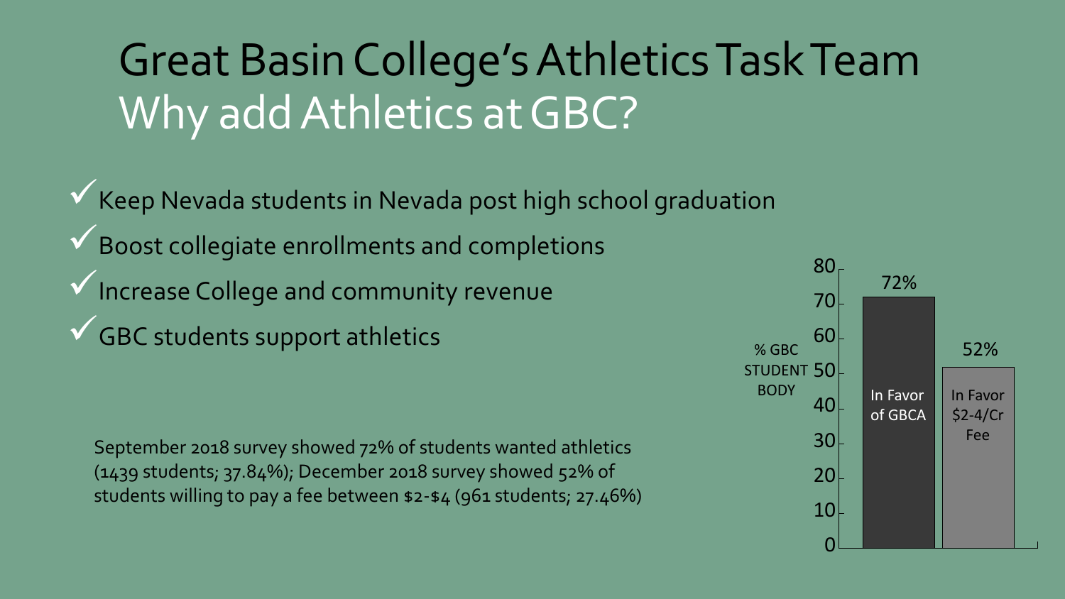# Great Basin College's Athletics Task Team

## Why add Athletics at GBC?

- ✓ Keep Nevada students in Nevada post high school graduation
- ✓ Boost collegiate enrollments and completions
- ✓ Increase College and community revenue
- ✓ GBC students support athletics

September 2018 survey showed 72% of students wanted athletics (1439 students; 37.84%); December 2018 survey showed 52% of students willing to pay a fee between $2-$4 (961 students; 27.46%)

% GBC STUDENT BODY

80
70
60
50
40
30
20
10
0

72%
In Favor of GBCA

52%
In Favor $2-4/Cr Fee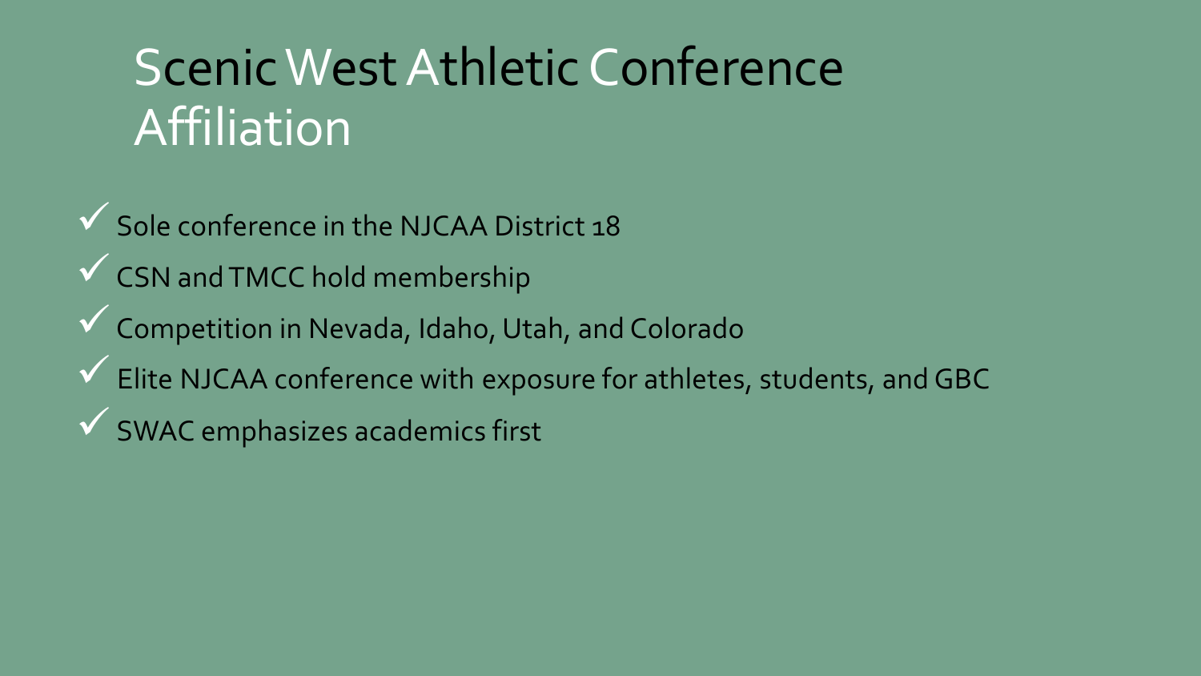# Scenic West Athletic Conference Affiliation

- ✓ Sole conference in the NJCAA District 18
- ✓ CSN and TMCC hold membership
- ✓ Competition in Nevada, Idaho, Utah, and Colorado
- ✓ Elite NJCAA conference with exposure for athletes, students, and GBC
- ✓ SWAC emphasizes academics first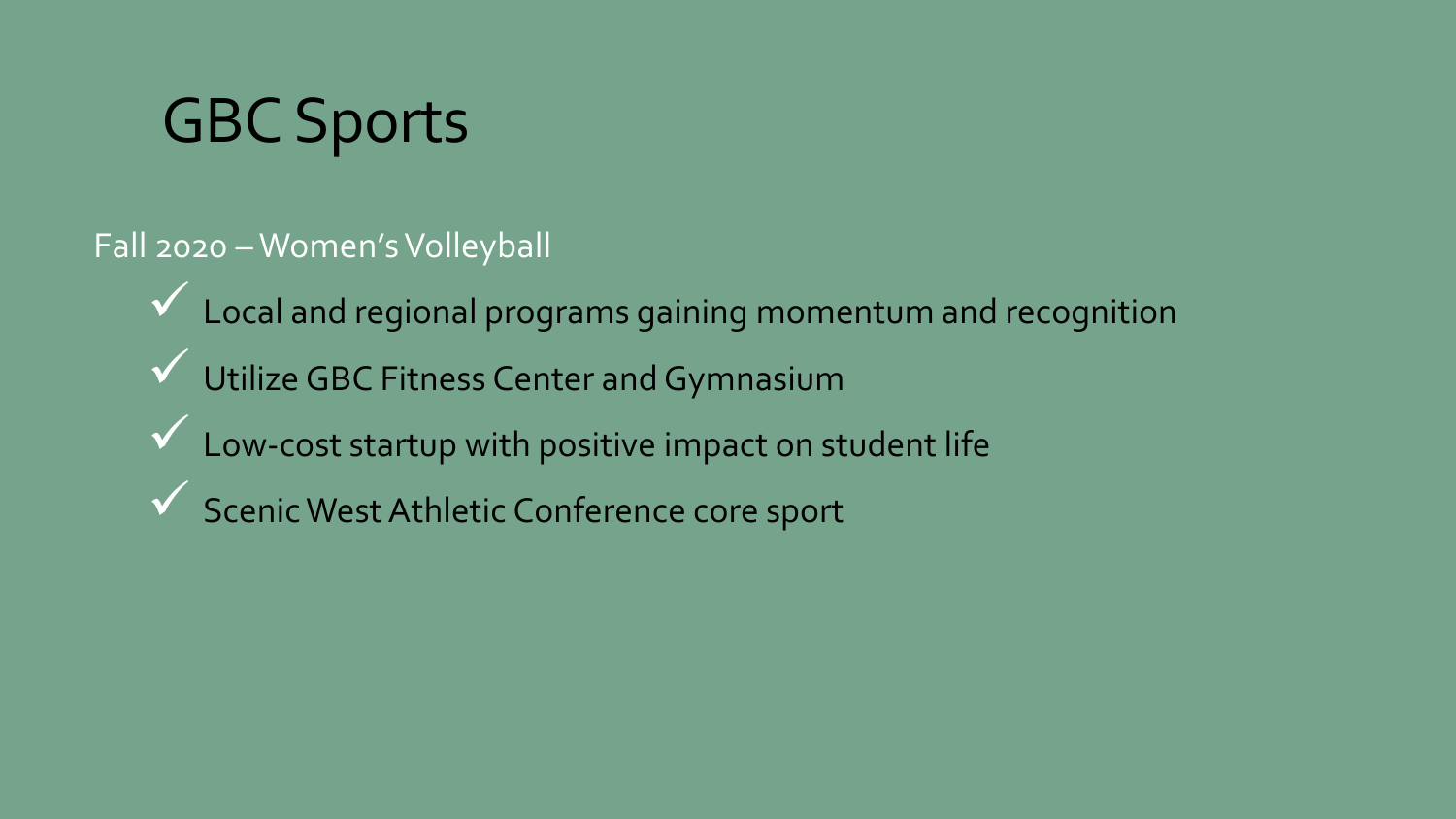# GBC Sports

Fall 2020 – Women's Volleyball

- ✓ Local and regional programs gaining momentum and recognition
- ✓ Utilize GBC Fitness Center and Gymnasium
- ✓ Low-cost startup with positive impact on student life
- ✓ Scenic West Athletic Conference core sport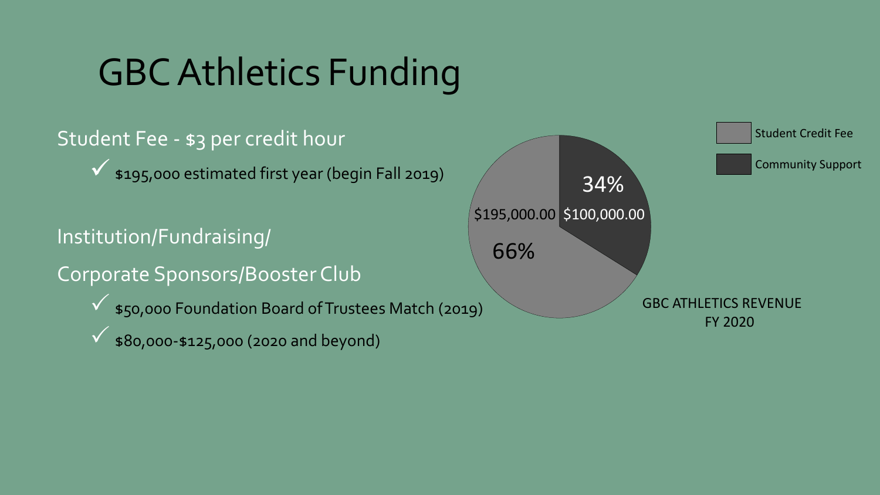# GBC Athletics Funding

Student Fee - $3 per credit hour

- ✓ $195,000 estimated first year (begin Fall 2019)

Institution/Fundraising/

Corporate Sponsors/Booster Club

- ✓ $50,000 Foundation Board of Trustees Match (2019)
- ✓ $80,000-$125,000 (2020 and beyond)

Student Credit Fee

Community Support

34%

$195,000.00

$100,000.00

66%

GBC ATHLETICS REVENUE FY 2020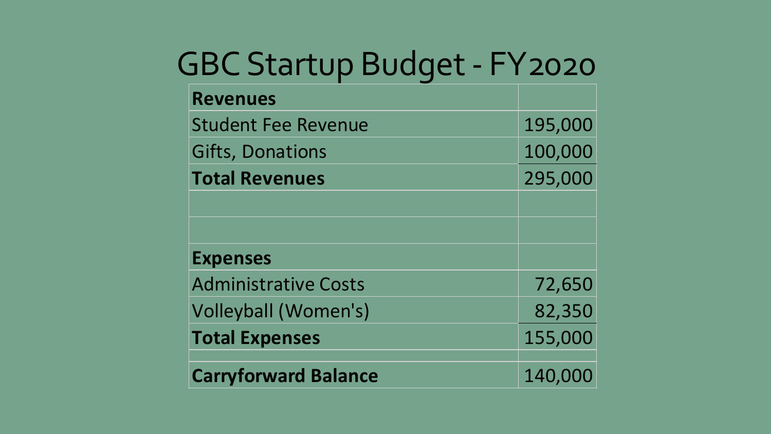# GBC Startup Budget - FY2020

| | |
|---|---|
| **Revenues** | |
| Student Fee Revenue | 195,000 |
| Gifts, Donations | 100,000 |
| **Total Revenues** | 295,000 |
| | |
| | |
| **Expenses** | |
| Administrative Costs | 72,650 |
| Volleyball (Women's) | 82,350 |
| **Total Expenses** | 155,000 |
| | |
| **Carryforward Balance** | 140,000 |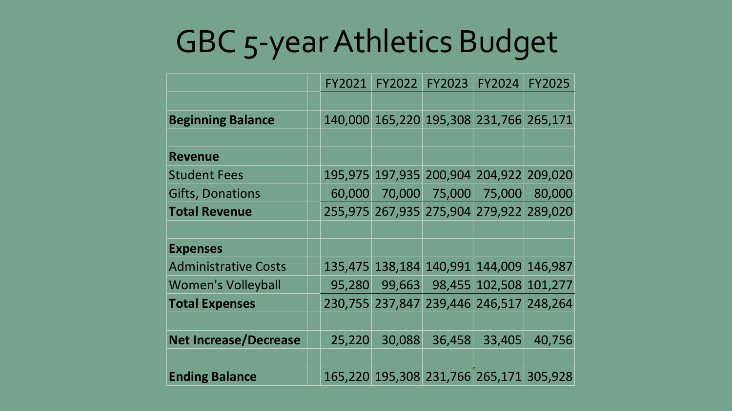# GBC 5-year Athletics Budget

| | | FY2021 | FY2022 | FY2023 | FY2024 | FY2025 |
|---|---|---|---|---|---|---|
| | | | | | | |
| **Beginning Balance** | | 140,000 | 165,220 | 195,308 | 231,766 | 265,171 |
| | | | | | | |
| **Revenue** | | | | | | |
| Student Fees | | 195,975 | 197,935 | 200,904 | 204,922 | 209,020 |
| Gifts, Donations | | 60,000 | 70,000 | 75,000 | 75,000 | 80,000 |
| **Total Revenue** | | 255,975 | 267,935 | 275,904 | 279,922 | 289,020 |
| | | | | | | |
| **Expenses** | | | | | | |
| Administrative Costs | | 135,475 | 138,184 | 140,991 | 144,009 | 146,987 |
| Women's Volleyball | | 95,280 | 99,663 | 98,455 | 102,508 | 101,277 |
| **Total Expenses** | | 230,755 | 237,847 | 239,446 | 246,517 | 248,264 |
| | | | | | | |
| **Net Increase/Decrease** | | 25,220 | 30,088 | 36,458 | 33,405 | 40,756 |
| | | | | | | |
| **Ending Balance** | | 165,220 | 195,308 | 231,766 | 265,171 | 305,928 |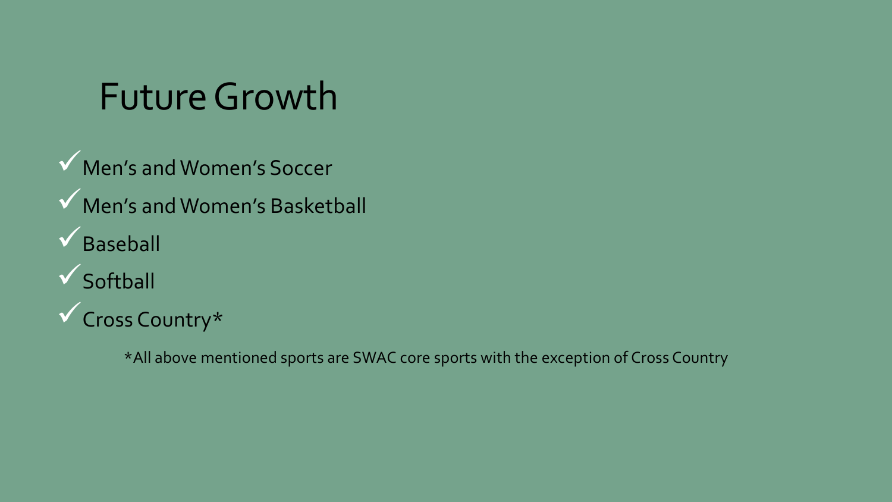# Future Growth

- ✓ Men's and Women's Soccer
- ✓ Men's and Women's Basketball
- ✓ Baseball
- ✓ Softball
- ✓ Cross Country*

*All above mentioned sports are SWAC core sports with the exception of Cross Country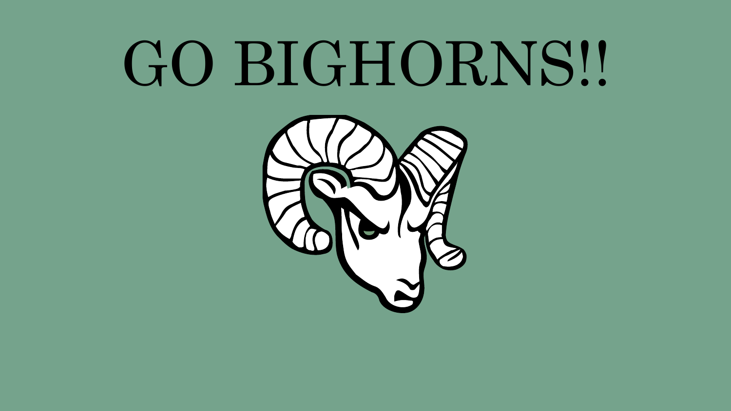# GO BIGHORNS!!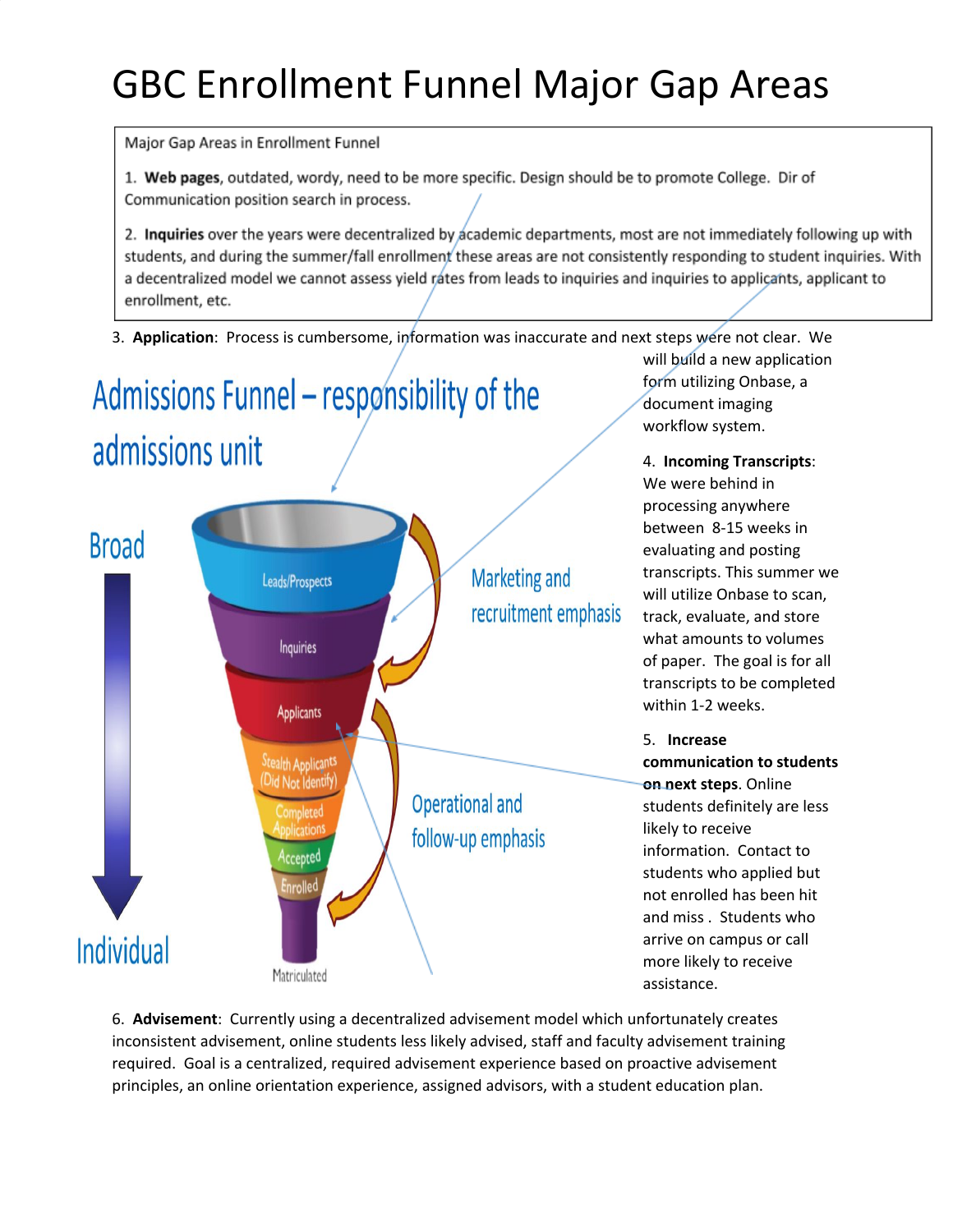# GBC Enrollment Funnel Major Gap Areas

Major Gap Areas in Enrollment Funnel

1. **Web pages**, outdated, wordy, need to be more specific. Design should be to promote College. Dir of Communication position search in process.

2. **Inquiries** over the years were decentralized by academic departments, most are not immediately following up with students, and during the summer/fall enrollment these areas are not consistently responding to student inquiries. With a decentralized model we cannot assess yield rates from leads to inquiries and inquiries to applicants, applicant to enrollment, etc.

3. **Application**: Process is cumbersome, information was inaccurate and next steps were not clear. We will build a new application form utilizing Onbase, a document imaging workflow system.

Admissions Funnel – responsibility of the admissions unit

Broad

Individual

Leads/Prospects

Inquiries

Applicants

Stealth Applicants (Did Not Identify)

Completed Applications

Accepted

Enrolled

Matriculated

Marketing and recruitment emphasis

Operational and follow-up emphasis

4. **Incoming Transcripts**: We were behind in processing anywhere between 8-15 weeks in evaluating and posting transcripts. This summer we will utilize Onbase to scan, track, evaluate, and store what amounts to volumes of paper. The goal is for all transcripts to be completed within 1-2 weeks.

5. **Increase communication to students on next steps**. Online students definitely are less likely to receive information. Contact to students who applied but not enrolled has been hit and miss . Students who arrive on campus or call more likely to receive assistance.

6. **Advisement**: Currently using a decentralized advisement model which unfortunately creates inconsistent advisement, online students less likely advised, staff and faculty advisement training required. Goal is a centralized, required advisement experience based on proactive advisement principles, an online orientation experience, assigned advisors, with a student education plan.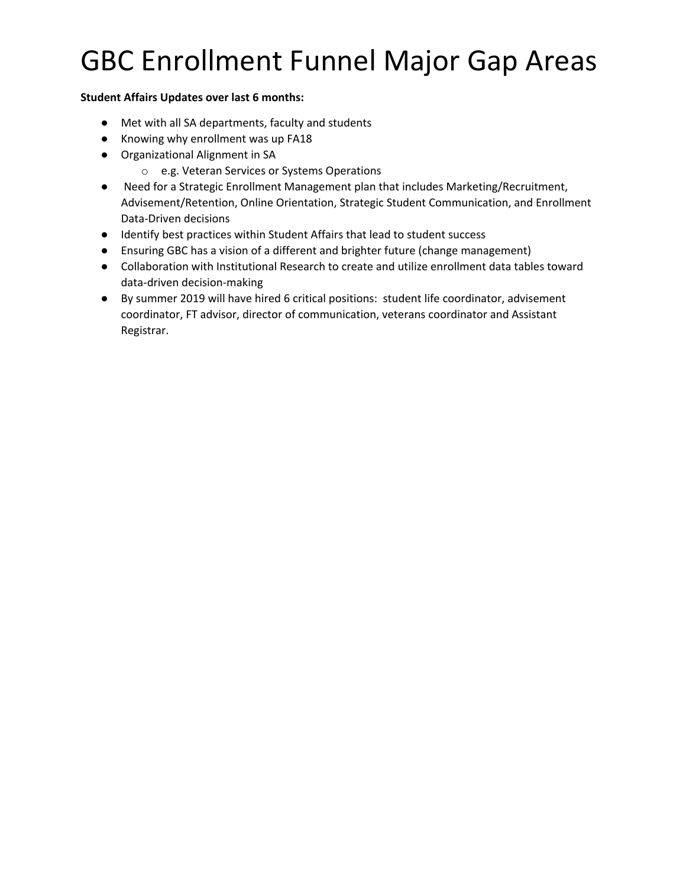# GBC Enrollment Funnel Major Gap Areas

**Student Affairs Updates over last 6 months:**

- Met with all SA departments, faculty and students
- Knowing why enrollment was up FA18
- Organizational Alignment in SA
  - e.g. Veteran Services or Systems Operations
- Need for a Strategic Enrollment Management plan that includes Marketing/Recruitment, Advisement/Retention, Online Orientation, Strategic Student Communication, and Enrollment Data-Driven decisions
- Identify best practices within Student Affairs that lead to student success
- Ensuring GBC has a vision of a different and brighter future (change management)
- Collaboration with Institutional Research to create and utilize enrollment data tables toward data-driven decision-making
- By summer 2019 will have hired 6 critical positions: student life coordinator, advisement coordinator, FT advisor, director of communication, veterans coordinator and Assistant Registrar.